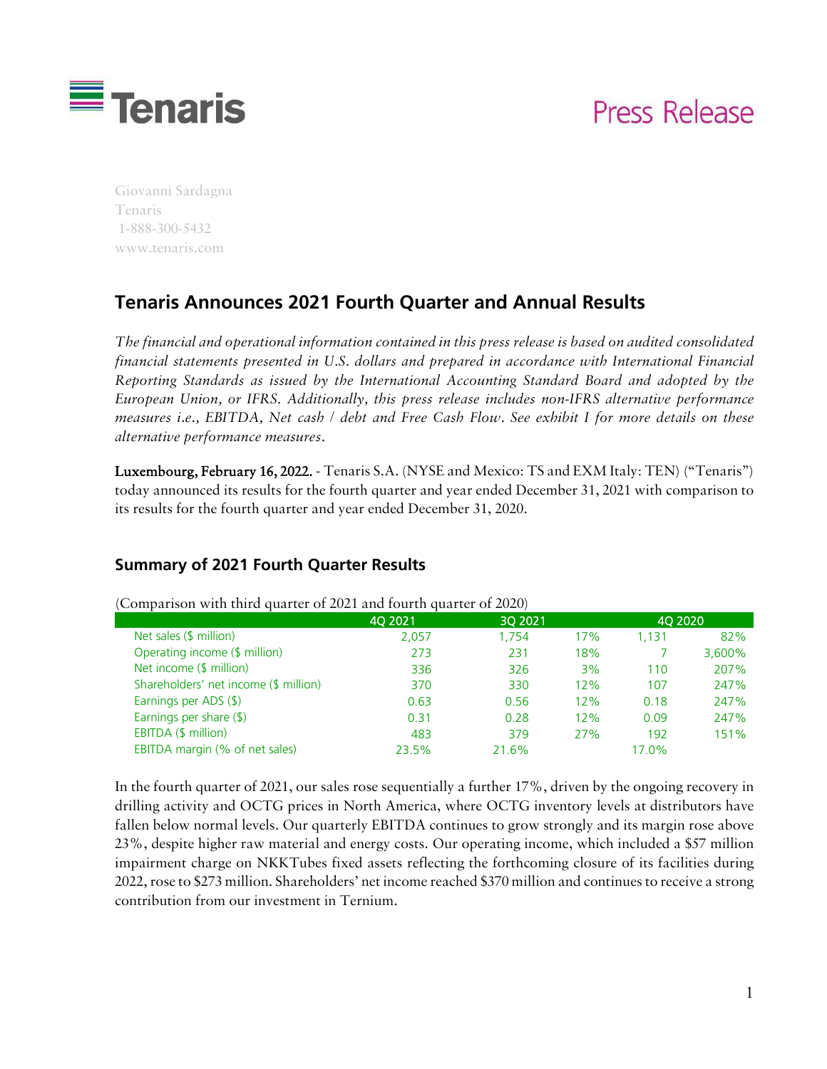Press Release

Giovanni Sardagna
Tenaris
1-888-300-5432
www.tenaris.com

## Tenaris Announces 2021 Fourth Quarter and Annual Results

*The financial and operational information contained in this press release is based on audited consolidated financial statements presented in U.S. dollars and prepared in accordance with International Financial Reporting Standards as issued by the International Accounting Standard Board and adopted by the European Union, or IFRS. Additionally, this press release includes non-IFRS alternative performance measures i.e., EBITDA, Net cash / debt and Free Cash Flow. See exhibit I for more details on these alternative performance measures.*

**Luxembourg, February 16, 2022.** - Tenaris S.A. (NYSE and Mexico: TS and EXM Italy: TEN) ("Tenaris") today announced its results for the fourth quarter and year ended December 31, 2021 with comparison to its results for the fourth quarter and year ended December 31, 2020.

### Summary of 2021 Fourth Quarter Results

(Comparison with third quarter of 2021 and fourth quarter of 2020)

| | 4Q 2021 | 3Q 2021 | | 4Q 2020 | |
|---|---|---|---|---|---|
| Net sales ($ million) | 2,057 | 1,754 | 17% | 1,131 | 82% |
| Operating income ($ million) | 273 | 231 | 18% | 7 | 3,600% |
| Net income ($ million) | 336 | 326 | 3% | 110 | 207% |
| Shareholders' net income ($ million) | 370 | 330 | 12% | 107 | 247% |
| Earnings per ADS ($) | 0.63 | 0.56 | 12% | 0.18 | 247% |
| Earnings per share ($) | 0.31 | 0.28 | 12% | 0.09 | 247% |
| EBITDA ($ million) | 483 | 379 | 27% | 192 | 151% |
| EBITDA margin (% of net sales) | 23.5% | 21.6% | | 17.0% | |

In the fourth quarter of 2021, our sales rose sequentially a further 17%, driven by the ongoing recovery in drilling activity and OCTG prices in North America, where OCTG inventory levels at distributors have fallen below normal levels. Our quarterly EBITDA continues to grow strongly and its margin rose above 23%, despite higher raw material and energy costs. Our operating income, which included a $57 million impairment charge on NKKTubes fixed assets reflecting the forthcoming closure of its facilities during 2022, rose to $273 million. Shareholders' net income reached $370 million and continues to receive a strong contribution from our investment in Ternium.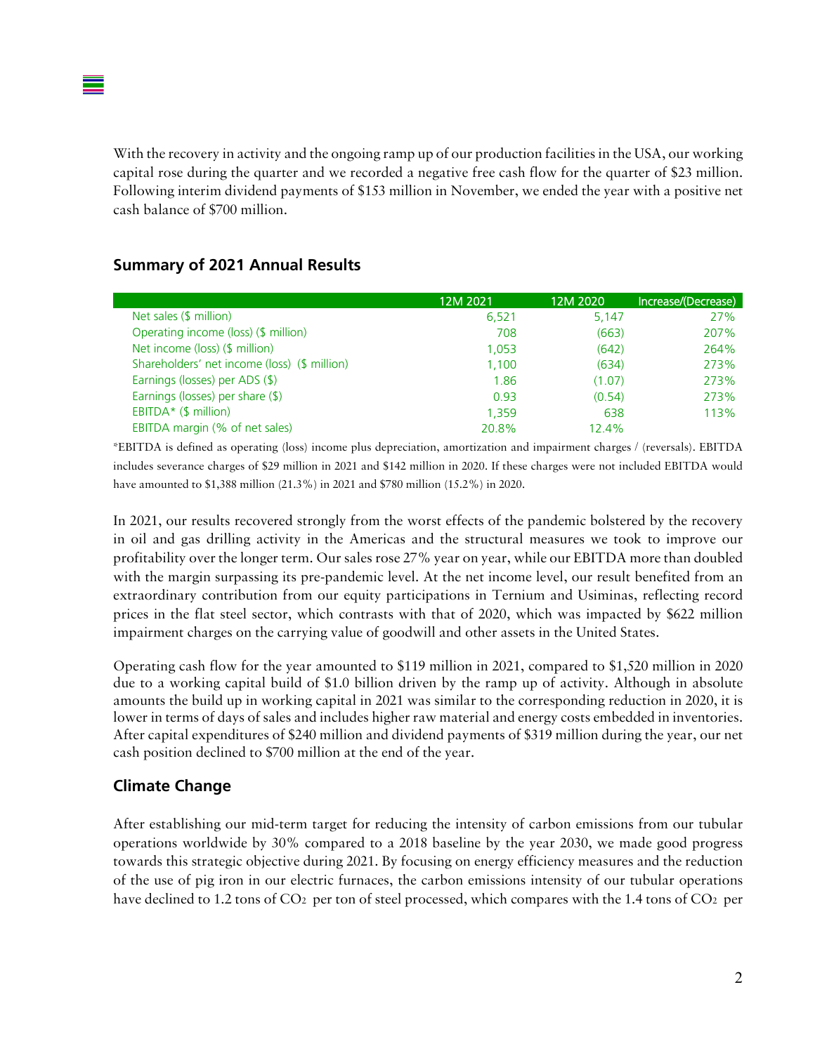With the recovery in activity and the ongoing ramp up of our production facilities in the USA, our working capital rose during the quarter and we recorded a negative free cash flow for the quarter of $23 million. Following interim dividend payments of $153 million in November, we ended the year with a positive net cash balance of $700 million.

## Summary of 2021 Annual Results

| | 12M 2021 | 12M 2020 | Increase/(Decrease) |
|---|---|---|---|
| Net sales ($ million) | 6,521 | 5,147 | 27% |
| Operating income (loss) ($ million) | 708 | (663) | 207% |
| Net income (loss) ($ million) | 1,053 | (642) | 264% |
| Shareholders' net income (loss) ($ million) | 1,100 | (634) | 273% |
| Earnings (losses) per ADS ($) | 1.86 | (1.07) | 273% |
| Earnings (losses) per share ($) | 0.93 | (0.54) | 273% |
| EBITDA* ($ million) | 1,359 | 638 | 113% |
| EBITDA margin (% of net sales) | 20.8% | 12.4% | |

*EBITDA is defined as operating (loss) income plus depreciation, amortization and impairment charges / (reversals). EBITDA includes severance charges of $29 million in 2021 and $142 million in 2020. If these charges were not included EBITDA would have amounted to $1,388 million (21.3%) in 2021 and $780 million (15.2%) in 2020.

In 2021, our results recovered strongly from the worst effects of the pandemic bolstered by the recovery in oil and gas drilling activity in the Americas and the structural measures we took to improve our profitability over the longer term. Our sales rose 27% year on year, while our EBITDA more than doubled with the margin surpassing its pre-pandemic level. At the net income level, our result benefited from an extraordinary contribution from our equity participations in Ternium and Usiminas, reflecting record prices in the flat steel sector, which contrasts with that of 2020, which was impacted by $622 million impairment charges on the carrying value of goodwill and other assets in the United States.

Operating cash flow for the year amounted to $119 million in 2021, compared to $1,520 million in 2020 due to a working capital build of $1.0 billion driven by the ramp up of activity. Although in absolute amounts the build up in working capital in 2021 was similar to the corresponding reduction in 2020, it is lower in terms of days of sales and includes higher raw material and energy costs embedded in inventories. After capital expenditures of $240 million and dividend payments of $319 million during the year, our net cash position declined to $700 million at the end of the year.

## Climate Change

After establishing our mid-term target for reducing the intensity of carbon emissions from our tubular operations worldwide by 30% compared to a 2018 baseline by the year 2030, we made good progress towards this strategic objective during 2021. By focusing on energy efficiency measures and the reduction of the use of pig iron in our electric furnaces, the carbon emissions intensity of our tubular operations have declined to 1.2 tons of $CO_2$ per ton of steel processed, which compares with the 1.4 tons of $CO_2$ per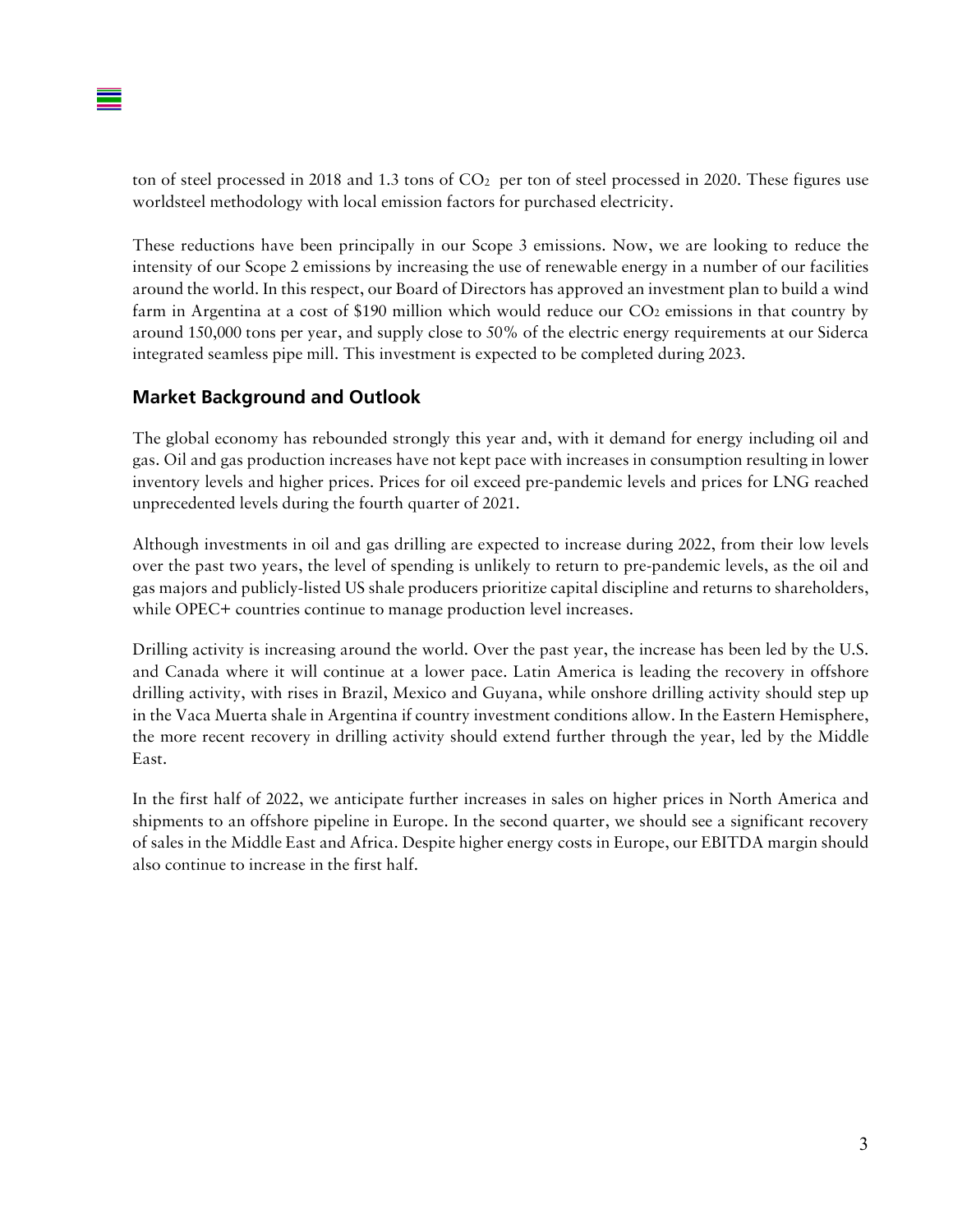ton of steel processed in 2018 and 1.3 tons of $CO_2$ per ton of steel processed in 2020. These figures use worldsteel methodology with local emission factors for purchased electricity.

These reductions have been principally in our Scope 3 emissions. Now, we are looking to reduce the intensity of our Scope 2 emissions by increasing the use of renewable energy in a number of our facilities around the world. In this respect, our Board of Directors has approved an investment plan to build a wind farm in Argentina at a cost of $190 million which would reduce our $CO_2$ emissions in that country by around 150,000 tons per year, and supply close to 50% of the electric energy requirements at our Siderca integrated seamless pipe mill. This investment is expected to be completed during 2023.

## Market Background and Outlook

The global economy has rebounded strongly this year and, with it demand for energy including oil and gas. Oil and gas production increases have not kept pace with increases in consumption resulting in lower inventory levels and higher prices. Prices for oil exceed pre-pandemic levels and prices for LNG reached unprecedented levels during the fourth quarter of 2021.

Although investments in oil and gas drilling are expected to increase during 2022, from their low levels over the past two years, the level of spending is unlikely to return to pre-pandemic levels, as the oil and gas majors and publicly-listed US shale producers prioritize capital discipline and returns to shareholders, while OPEC+ countries continue to manage production level increases.

Drilling activity is increasing around the world. Over the past year, the increase has been led by the U.S. and Canada where it will continue at a lower pace. Latin America is leading the recovery in offshore drilling activity, with rises in Brazil, Mexico and Guyana, while onshore drilling activity should step up in the Vaca Muerta shale in Argentina if country investment conditions allow. In the Eastern Hemisphere, the more recent recovery in drilling activity should extend further through the year, led by the Middle East.

In the first half of 2022, we anticipate further increases in sales on higher prices in North America and shipments to an offshore pipeline in Europe. In the second quarter, we should see a significant recovery of sales in the Middle East and Africa. Despite higher energy costs in Europe, our EBITDA margin should also continue to increase in the first half.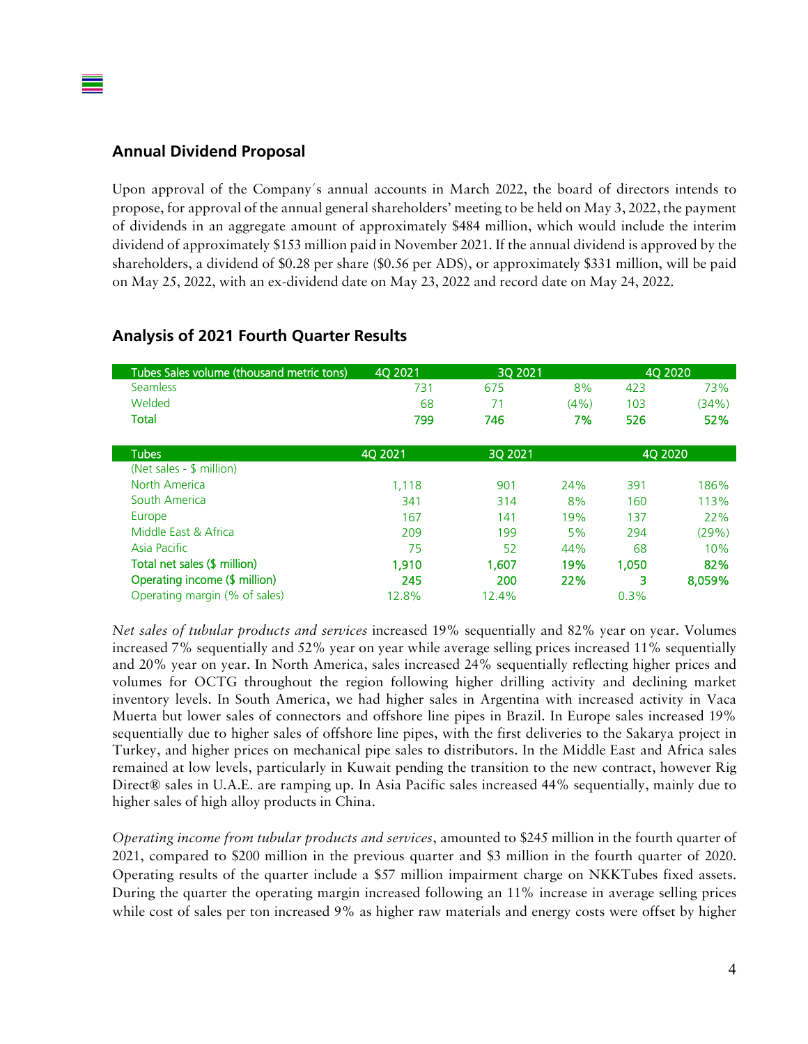## Annual Dividend Proposal

Upon approval of the Company´s annual accounts in March 2022, the board of directors intends to propose, for approval of the annual general shareholders' meeting to be held on May 3, 2022, the payment of dividends in an aggregate amount of approximately $484 million, which would include the interim dividend of approximately $153 million paid in November 2021. If the annual dividend is approved by the shareholders, a dividend of $0.28 per share ($0.56 per ADS), or approximately $331 million, will be paid on May 25, 2022, with an ex-dividend date on May 23, 2022 and record date on May 24, 2022.

## Analysis of 2021 Fourth Quarter Results

| Tubes Sales volume (thousand metric tons) | 4Q 2021 | 3Q 2021 | | 4Q 2020 | |
|---|---|---|---|---|---|
| Seamless | 731 | 675 | 8% | 423 | 73% |
| Welded | 68 | 71 | (4%) | 103 | (34%) |
| **Total** | **799** | **746** | **7%** | **526** | **52%** |

| Tubes | 4Q 2021 | 3Q 2021 | | 4Q 2020 | |
|---|---|---|---|---|---|
| (Net sales - $ million) | | | | | |
| North America | 1,118 | 901 | 24% | 391 | 186% |
| South America | 341 | 314 | 8% | 160 | 113% |
| Europe | 167 | 141 | 19% | 137 | 22% |
| Middle East & Africa | 209 | 199 | 5% | 294 | (29%) |
| Asia Pacific | 75 | 52 | 44% | 68 | 10% |
| **Total net sales ($ million)** | **1,910** | **1,607** | **19%** | **1,050** | **82%** |
| **Operating income ($ million)** | **245** | **200** | **22%** | **3** | **8,059%** |
| Operating margin (% of sales) | 12.8% | 12.4% | | 0.3% | |

*Net sales of tubular products and services* increased 19% sequentially and 82% year on year. Volumes increased 7% sequentially and 52% year on year while average selling prices increased 11% sequentially and 20% year on year. In North America, sales increased 24% sequentially reflecting higher prices and volumes for OCTG throughout the region following higher drilling activity and declining market inventory levels. In South America, we had higher sales in Argentina with increased activity in Vaca Muerta but lower sales of connectors and offshore line pipes in Brazil. In Europe sales increased 19% sequentially due to higher sales of offshore line pipes, with the first deliveries to the Sakarya project in Turkey, and higher prices on mechanical pipe sales to distributors. In the Middle East and Africa sales remained at low levels, particularly in Kuwait pending the transition to the new contract, however Rig Direct® sales in U.A.E. are ramping up. In Asia Pacific sales increased 44% sequentially, mainly due to higher sales of high alloy products in China.

*Operating income from tubular products and services*, amounted to $245 million in the fourth quarter of 2021, compared to $200 million in the previous quarter and $3 million in the fourth quarter of 2020. Operating results of the quarter include a $57 million impairment charge on NKKTubes fixed assets. During the quarter the operating margin increased following an 11% increase in average selling prices while cost of sales per ton increased 9% as higher raw materials and energy costs were offset by higher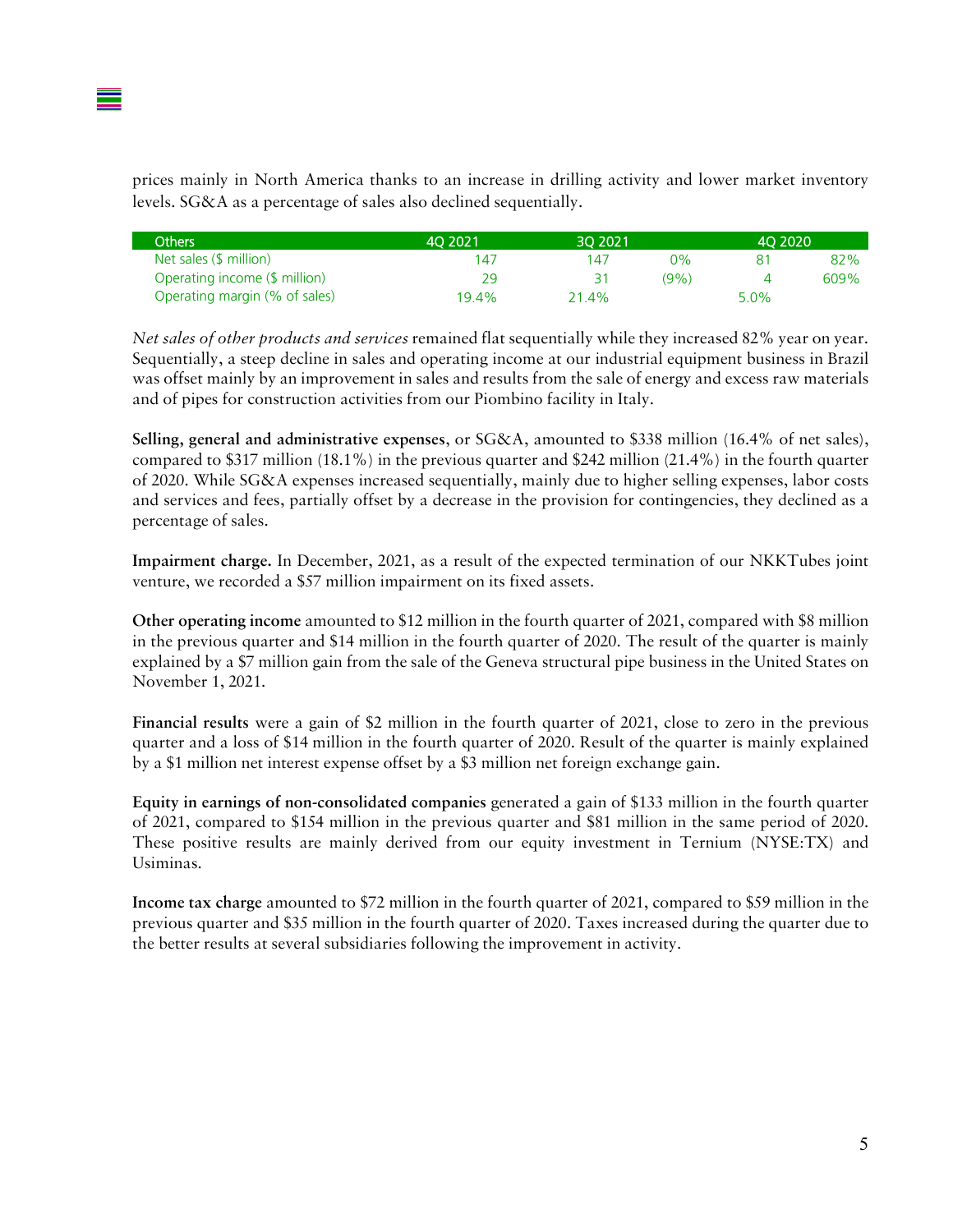prices mainly in North America thanks to an increase in drilling activity and lower market inventory levels. SG&A as a percentage of sales also declined sequentially.

| Others | 4Q 2021 | 3Q 2021 | | 4Q 2020 | |
|---|---|---|---|---|---|
| Net sales ($ million) | 147 | 147 | 0% | 81 | 82% |
| Operating income ($ million) | 29 | 31 | (9%) | 4 | 609% |
| Operating margin (% of sales) | 19.4% | 21.4% | | 5.0% | |

*Net sales of other products and services* remained flat sequentially while they increased 82% year on year. Sequentially, a steep decline in sales and operating income at our industrial equipment business in Brazil was offset mainly by an improvement in sales and results from the sale of energy and excess raw materials and of pipes for construction activities from our Piombino facility in Italy.

**Selling, general and administrative expenses**, or SG&A, amounted to $338 million (16.4% of net sales), compared to $317 million (18.1%) in the previous quarter and $242 million (21.4%) in the fourth quarter of 2020. While SG&A expenses increased sequentially, mainly due to higher selling expenses, labor costs and services and fees, partially offset by a decrease in the provision for contingencies, they declined as a percentage of sales.

**Impairment charge.** In December, 2021, as a result of the expected termination of our NKKTubes joint venture, we recorded a $57 million impairment on its fixed assets.

**Other operating income** amounted to $12 million in the fourth quarter of 2021, compared with $8 million in the previous quarter and $14 million in the fourth quarter of 2020. The result of the quarter is mainly explained by a $7 million gain from the sale of the Geneva structural pipe business in the United States on November 1, 2021.

**Financial results** were a gain of $2 million in the fourth quarter of 2021, close to zero in the previous quarter and a loss of $14 million in the fourth quarter of 2020. Result of the quarter is mainly explained by a $1 million net interest expense offset by a $3 million net foreign exchange gain.

**Equity in earnings of non-consolidated companies** generated a gain of $133 million in the fourth quarter of 2021, compared to $154 million in the previous quarter and $81 million in the same period of 2020. These positive results are mainly derived from our equity investment in Ternium (NYSE:TX) and Usiminas.

**Income tax charge** amounted to $72 million in the fourth quarter of 2021, compared to $59 million in the previous quarter and $35 million in the fourth quarter of 2020. Taxes increased during the quarter due to the better results at several subsidiaries following the improvement in activity.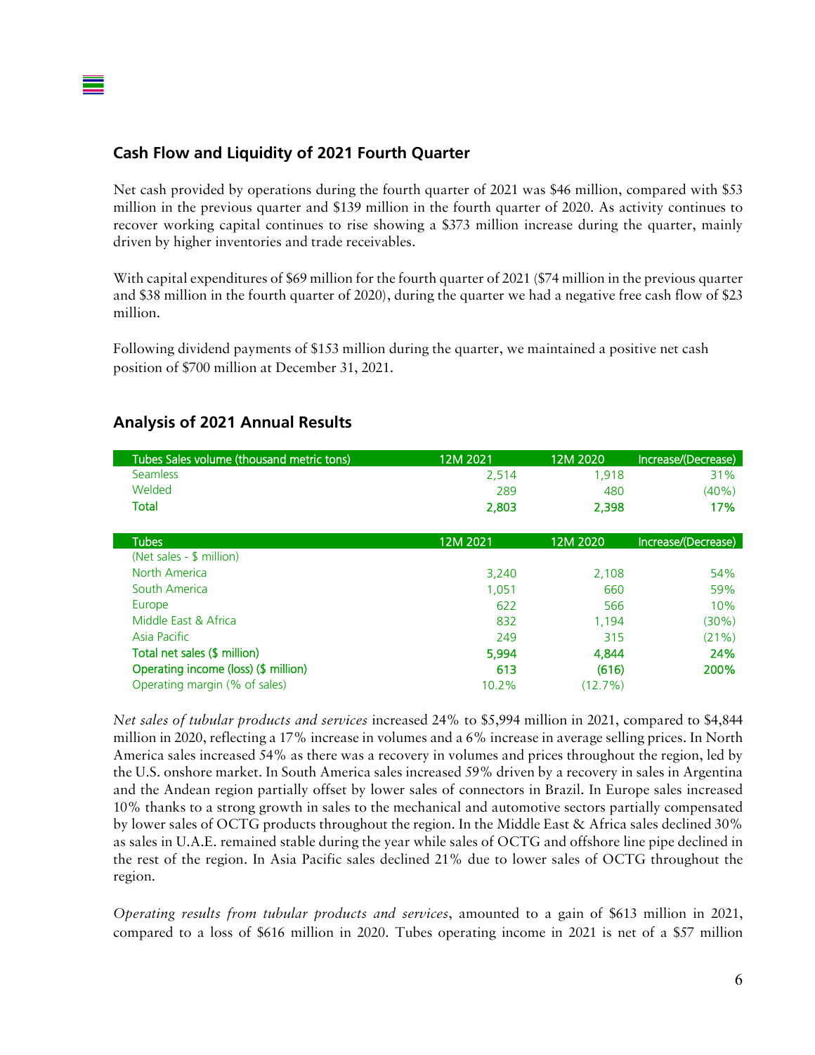## Cash Flow and Liquidity of 2021 Fourth Quarter

Net cash provided by operations during the fourth quarter of 2021 was $46 million, compared with $53 million in the previous quarter and $139 million in the fourth quarter of 2020. As activity continues to recover working capital continues to rise showing a $373 million increase during the quarter, mainly driven by higher inventories and trade receivables.

With capital expenditures of $69 million for the fourth quarter of 2021 ($74 million in the previous quarter and $38 million in the fourth quarter of 2020), during the quarter we had a negative free cash flow of $23 million.

Following dividend payments of $153 million during the quarter, we maintained a positive net cash position of $700 million at December 31, 2021.

## Analysis of 2021 Annual Results

| Tubes Sales volume (thousand metric tons) | 12M 2021 | 12M 2020 | Increase/(Decrease) |
|---|---|---|---|
| Seamless | 2,514 | 1,918 | 31% |
| Welded | 289 | 480 | (40%) |
| **Total** | **2,803** | **2,398** | **17%** |

| Tubes | 12M 2021 | 12M 2020 | Increase/(Decrease) |
|---|---|---|---|
| (Net sales - $ million) | | | |
| North America | 3,240 | 2,108 | 54% |
| South America | 1,051 | 660 | 59% |
| Europe | 622 | 566 | 10% |
| Middle East & Africa | 832 | 1,194 | (30%) |
| Asia Pacific | 249 | 315 | (21%) |
| **Total net sales ($ million)** | **5,994** | **4,844** | **24%** |
| **Operating income (loss) ($ million)** | **613** | **(616)** | **200%** |
| Operating margin (% of sales) | 10.2% | (12.7%) | |

*Net sales of tubular products and services* increased 24% to $5,994 million in 2021, compared to $4,844 million in 2020, reflecting a 17% increase in volumes and a 6% increase in average selling prices. In North America sales increased 54% as there was a recovery in volumes and prices throughout the region, led by the U.S. onshore market. In South America sales increased 59% driven by a recovery in sales in Argentina and the Andean region partially offset by lower sales of connectors in Brazil. In Europe sales increased 10% thanks to a strong growth in sales to the mechanical and automotive sectors partially compensated by lower sales of OCTG products throughout the region. In the Middle East & Africa sales declined 30% as sales in U.A.E. remained stable during the year while sales of OCTG and offshore line pipe declined in the rest of the region. In Asia Pacific sales declined 21% due to lower sales of OCTG throughout the region.

*Operating results from tubular products and services*, amounted to a gain of $613 million in 2021, compared to a loss of $616 million in 2020. Tubes operating income in 2021 is net of a $57 million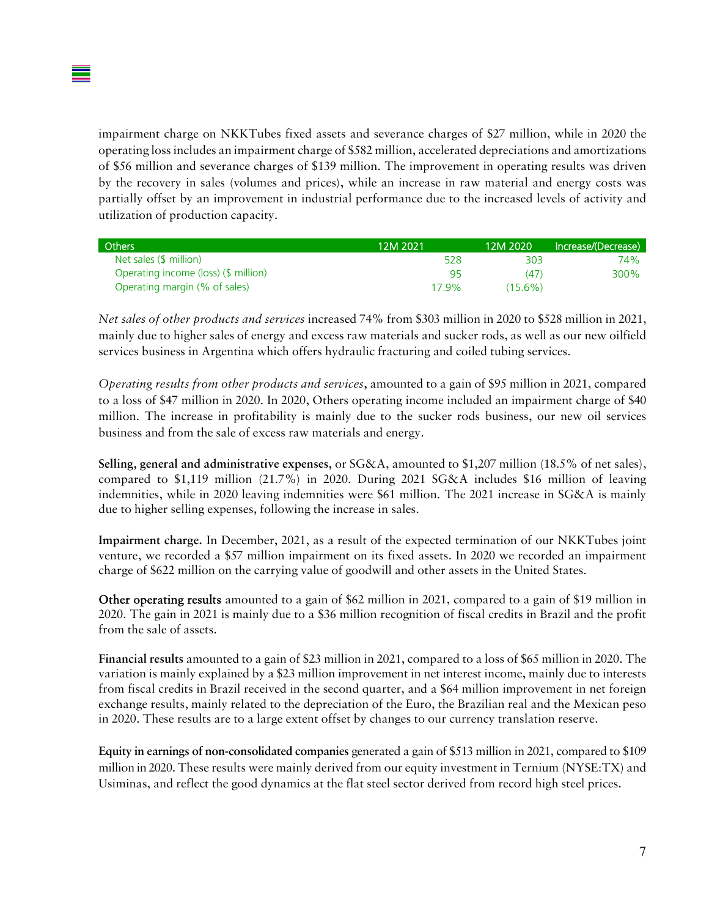impairment charge on NKKTubes fixed assets and severance charges of $27 million, while in 2020 the operating loss includes an impairment charge of $582 million, accelerated depreciations and amortizations of $56 million and severance charges of $139 million. The improvement in operating results was driven by the recovery in sales (volumes and prices), while an increase in raw material and energy costs was partially offset by an improvement in industrial performance due to the increased levels of activity and utilization of production capacity.

| Others | 12M 2021 | 12M 2020 | Increase/(Decrease) |
|---|---|---|---|
| Net sales ($ million) | 528 | 303 | 74% |
| Operating income (loss) ($ million) | 95 | (47) | 300% |
| Operating margin (% of sales) | 17.9% | (15.6%) | |

*Net sales of other products and services* increased 74% from $303 million in 2020 to $528 million in 2021, mainly due to higher sales of energy and excess raw materials and sucker rods, as well as our new oilfield services business in Argentina which offers hydraulic fracturing and coiled tubing services.

*Operating results from other products and services*, amounted to a gain of $95 million in 2021, compared to a loss of $47 million in 2020. In 2020, Others operating income included an impairment charge of $40 million. The increase in profitability is mainly due to the sucker rods business, our new oil services business and from the sale of excess raw materials and energy.

**Selling, general and administrative expenses,** or SG&A, amounted to $1,207 million (18.5% of net sales), compared to $1,119 million (21.7%) in 2020. During 2021 SG&A includes $16 million of leaving indemnities, while in 2020 leaving indemnities were $61 million. The 2021 increase in SG&A is mainly due to higher selling expenses, following the increase in sales.

**Impairment charge.** In December, 2021, as a result of the expected termination of our NKKTubes joint venture, we recorded a $57 million impairment on its fixed assets. In 2020 we recorded an impairment charge of $622 million on the carrying value of goodwill and other assets in the United States.

**Other operating results** amounted to a gain of $62 million in 2021, compared to a gain of $19 million in 2020. The gain in 2021 is mainly due to a $36 million recognition of fiscal credits in Brazil and the profit from the sale of assets.

**Financial results** amounted to a gain of $23 million in 2021, compared to a loss of $65 million in 2020. The variation is mainly explained by a $23 million improvement in net interest income, mainly due to interests from fiscal credits in Brazil received in the second quarter, and a $64 million improvement in net foreign exchange results, mainly related to the depreciation of the Euro, the Brazilian real and the Mexican peso in 2020. These results are to a large extent offset by changes to our currency translation reserve.

**Equity in earnings of non-consolidated companies** generated a gain of $513 million in 2021, compared to $109 million in 2020. These results were mainly derived from our equity investment in Ternium (NYSE:TX) and Usiminas, and reflect the good dynamics at the flat steel sector derived from record high steel prices.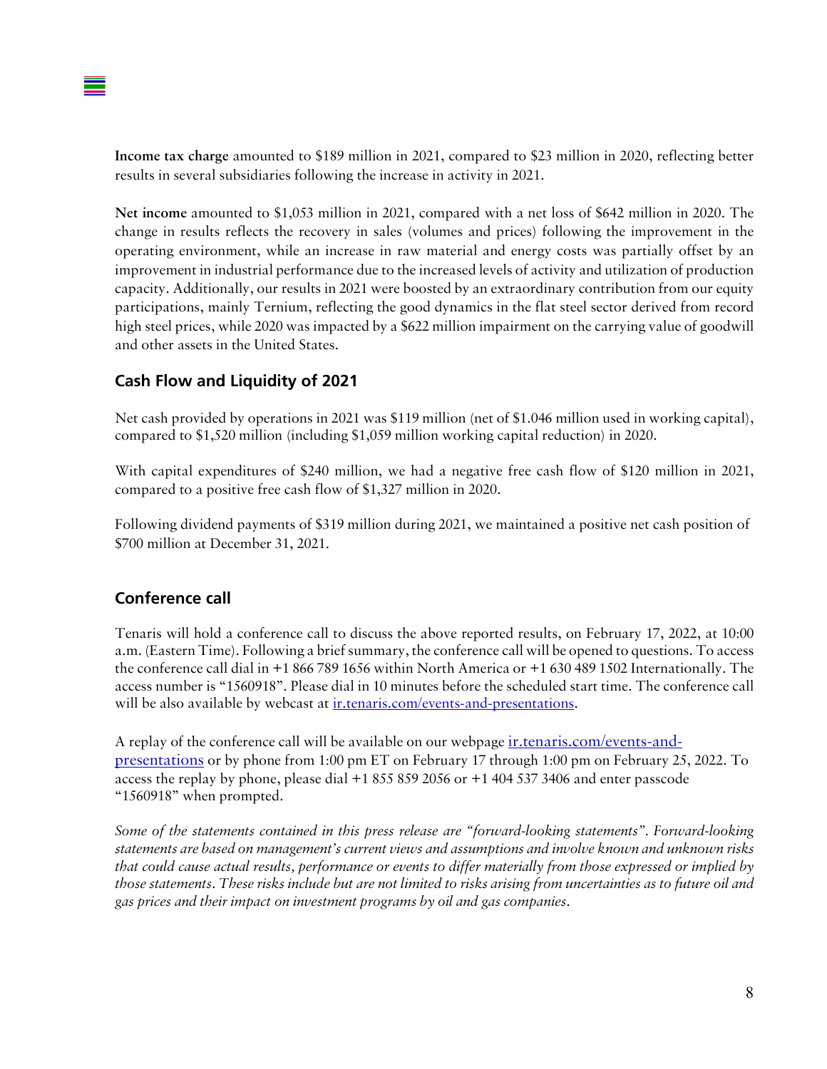**Income tax charge** amounted to $189 million in 2021, compared to $23 million in 2020, reflecting better results in several subsidiaries following the increase in activity in 2021.

**Net income** amounted to $1,053 million in 2021, compared with a net loss of $642 million in 2020. The change in results reflects the recovery in sales (volumes and prices) following the improvement in the operating environment, while an increase in raw material and energy costs was partially offset by an improvement in industrial performance due to the increased levels of activity and utilization of production capacity. Additionally, our results in 2021 were boosted by an extraordinary contribution from our equity participations, mainly Ternium, reflecting the good dynamics in the flat steel sector derived from record high steel prices, while 2020 was impacted by a $622 million impairment on the carrying value of goodwill and other assets in the United States.

## Cash Flow and Liquidity of 2021

Net cash provided by operations in 2021 was $119 million (net of $1.046 million used in working capital), compared to $1,520 million (including $1,059 million working capital reduction) in 2020.

With capital expenditures of $240 million, we had a negative free cash flow of $120 million in 2021, compared to a positive free cash flow of $1,327 million in 2020.

Following dividend payments of $319 million during 2021, we maintained a positive net cash position of $700 million at December 31, 2021.

## Conference call

Tenaris will hold a conference call to discuss the above reported results, on February 17, 2022, at 10:00 a.m. (Eastern Time). Following a brief summary, the conference call will be opened to questions. To access the conference call dial in +1 866 789 1656 within North America or +1 630 489 1502 Internationally. The access number is "1560918". Please dial in 10 minutes before the scheduled start time. The conference call will be also available by webcast at [ir.tenaris.com/events-and-presentations](ir.tenaris.com/events-and-presentations).

A replay of the conference call will be available on our webpage [ir.tenaris.com/events-and-presentations](ir.tenaris.com/events-and-presentations) or by phone from 1:00 pm ET on February 17 through 1:00 pm on February 25, 2022. To access the replay by phone, please dial +1 855 859 2056 or +1 404 537 3406 and enter passcode "1560918" when prompted.

*Some of the statements contained in this press release are "forward-looking statements". Forward-looking statements are based on management's current views and assumptions and involve known and unknown risks that could cause actual results, performance or events to differ materially from those expressed or implied by those statements. These risks include but are not limited to risks arising from uncertainties as to future oil and gas prices and their impact on investment programs by oil and gas companies.*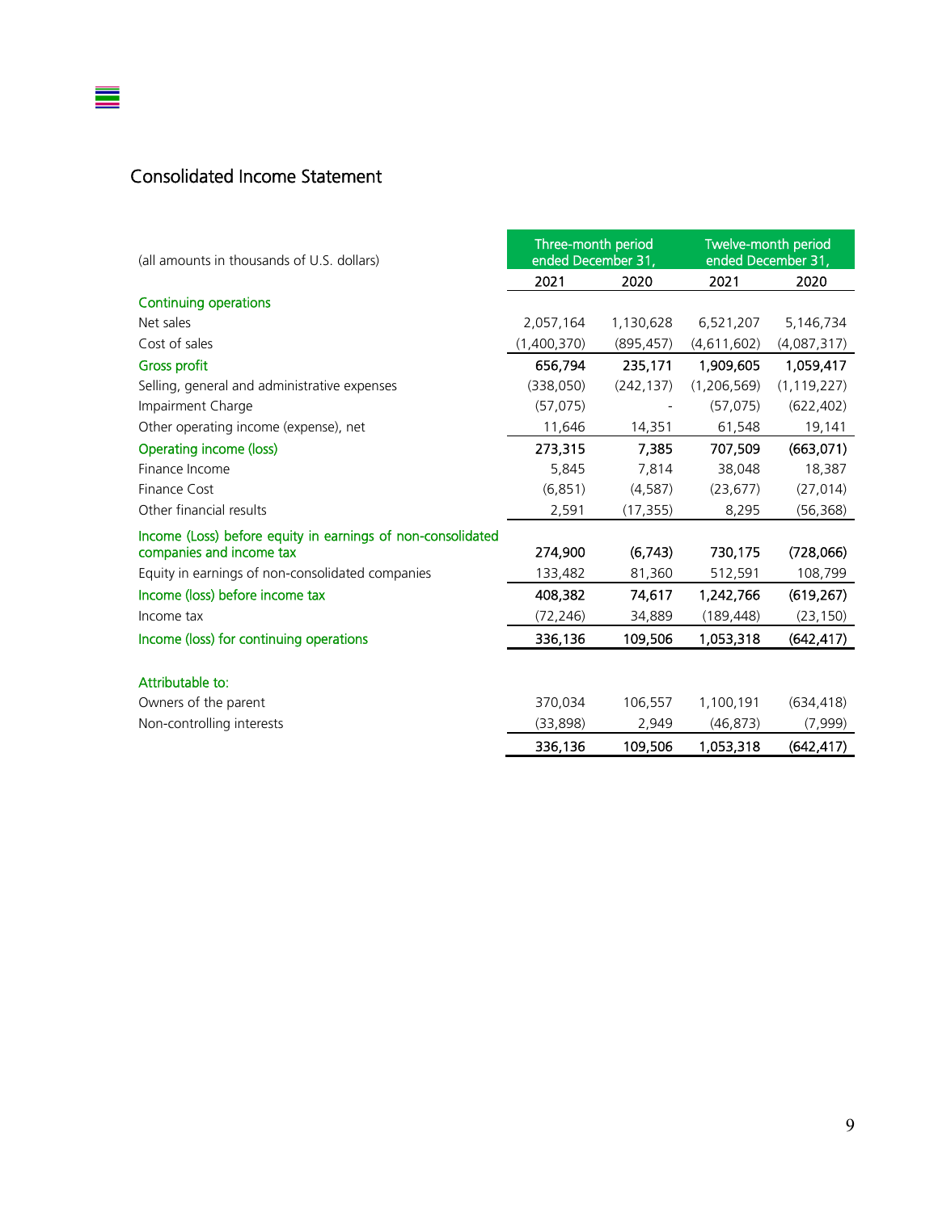## Consolidated Income Statement

| (all amounts in thousands of U.S. dollars) | Three-month period ended December 31, | | Twelve-month period ended December 31, | |
|---|---|---|---|---|
| | 2021 | 2020 | 2021 | 2020 |
| **Continuing operations** | | | | |
| Net sales | 2,057,164 | 1,130,628 | 6,521,207 | 5,146,734 |
| Cost of sales | (1,400,370) | (895,457) | (4,611,602) | (4,087,317) |
| **Gross profit** | **656,794** | **235,171** | **1,909,605** | **1,059,417** |
| Selling, general and administrative expenses | (338,050) | (242,137) | (1,206,569) | (1,119,227) |
| Impairment Charge | (57,075) | - | (57,075) | (622,402) |
| Other operating income (expense), net | 11,646 | 14,351 | 61,548 | 19,141 |
| **Operating income (loss)** | **273,315** | **7,385** | **707,509** | **(663,071)** |
| Finance Income | 5,845 | 7,814 | 38,048 | 18,387 |
| Finance Cost | (6,851) | (4,587) | (23,677) | (27,014) |
| Other financial results | 2,591 | (17,355) | 8,295 | (56,368) |
| **Income (Loss) before equity in earnings of non-consolidated companies and income tax** | **274,900** | **(6,743)** | **730,175** | **(728,066)** |
| Equity in earnings of non-consolidated companies | 133,482 | 81,360 | 512,591 | 108,799 |
| **Income (loss) before income tax** | **408,382** | **74,617** | **1,242,766** | **(619,267)** |
| Income tax | (72,246) | 34,889 | (189,448) | (23,150) |
| **Income (loss) for continuing operations** | **336,136** | **109,506** | **1,053,318** | **(642,417)** |
| | | | | |
| **Attributable to:** | | | | |
| Owners of the parent | 370,034 | 106,557 | 1,100,191 | (634,418) |
| Non-controlling interests | (33,898) | 2,949 | (46,873) | (7,999) |
| | **336,136** | **109,506** | **1,053,318** | **(642,417)** |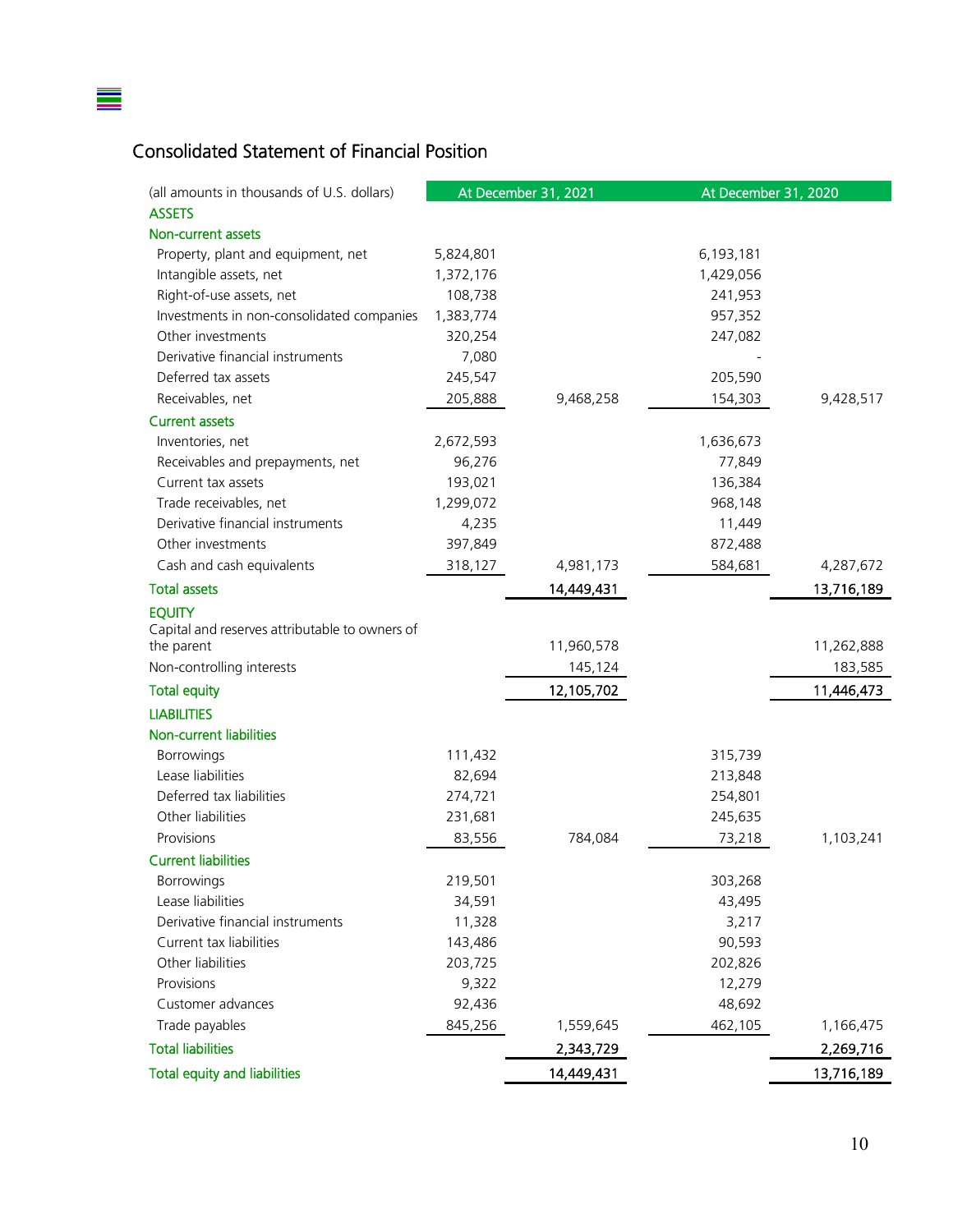## Consolidated Statement of Financial Position

| (all amounts in thousands of U.S. dollars) | At December 31, 2021 | | At December 31, 2020 | |
|---|---|---|---|---|
| **ASSETS** | | | | |
| **Non-current assets** | | | | |
| Property, plant and equipment, net | 5,824,801 | | 6,193,181 | |
| Intangible assets, net | 1,372,176 | | 1,429,056 | |
| Right-of-use assets, net | 108,738 | | 241,953 | |
| Investments in non-consolidated companies | 1,383,774 | | 957,352 | |
| Other investments | 320,254 | | 247,082 | |
| Derivative financial instruments | 7,080 | | - | |
| Deferred tax assets | 245,547 | | 205,590 | |
| Receivables, net | 205,888 | 9,468,258 | 154,303 | 9,428,517 |
| **Current assets** | | | | |
| Inventories, net | 2,672,593 | | 1,636,673 | |
| Receivables and prepayments, net | 96,276 | | 77,849 | |
| Current tax assets | 193,021 | | 136,384 | |
| Trade receivables, net | 1,299,072 | | 968,148 | |
| Derivative financial instruments | 4,235 | | 11,449 | |
| Other investments | 397,849 | | 872,488 | |
| Cash and cash equivalents | 318,127 | 4,981,173 | 584,681 | 4,287,672 |
| **Total assets** | | 14,449,431 | | 13,716,189 |
| **EQUITY** | | | | |
| Capital and reserves attributable to owners of the parent | | 11,960,578 | | 11,262,888 |
| Non-controlling interests | | 145,124 | | 183,585 |
| **Total equity** | | 12,105,702 | | 11,446,473 |
| **LIABILITIES** | | | | |
| **Non-current liabilities** | | | | |
| Borrowings | 111,432 | | 315,739 | |
| Lease liabilities | 82,694 | | 213,848 | |
| Deferred tax liabilities | 274,721 | | 254,801 | |
| Other liabilities | 231,681 | | 245,635 | |
| Provisions | 83,556 | 784,084 | 73,218 | 1,103,241 |
| **Current liabilities** | | | | |
| Borrowings | 219,501 | | 303,268 | |
| Lease liabilities | 34,591 | | 43,495 | |
| Derivative financial instruments | 11,328 | | 3,217 | |
| Current tax liabilities | 143,486 | | 90,593 | |
| Other liabilities | 203,725 | | 202,826 | |
| Provisions | 9,322 | | 12,279 | |
| Customer advances | 92,436 | | 48,692 | |
| Trade payables | 845,256 | 1,559,645 | 462,105 | 1,166,475 |
| **Total liabilities** | | 2,343,729 | | 2,269,716 |
| **Total equity and liabilities** | | 14,449,431 | | 13,716,189 |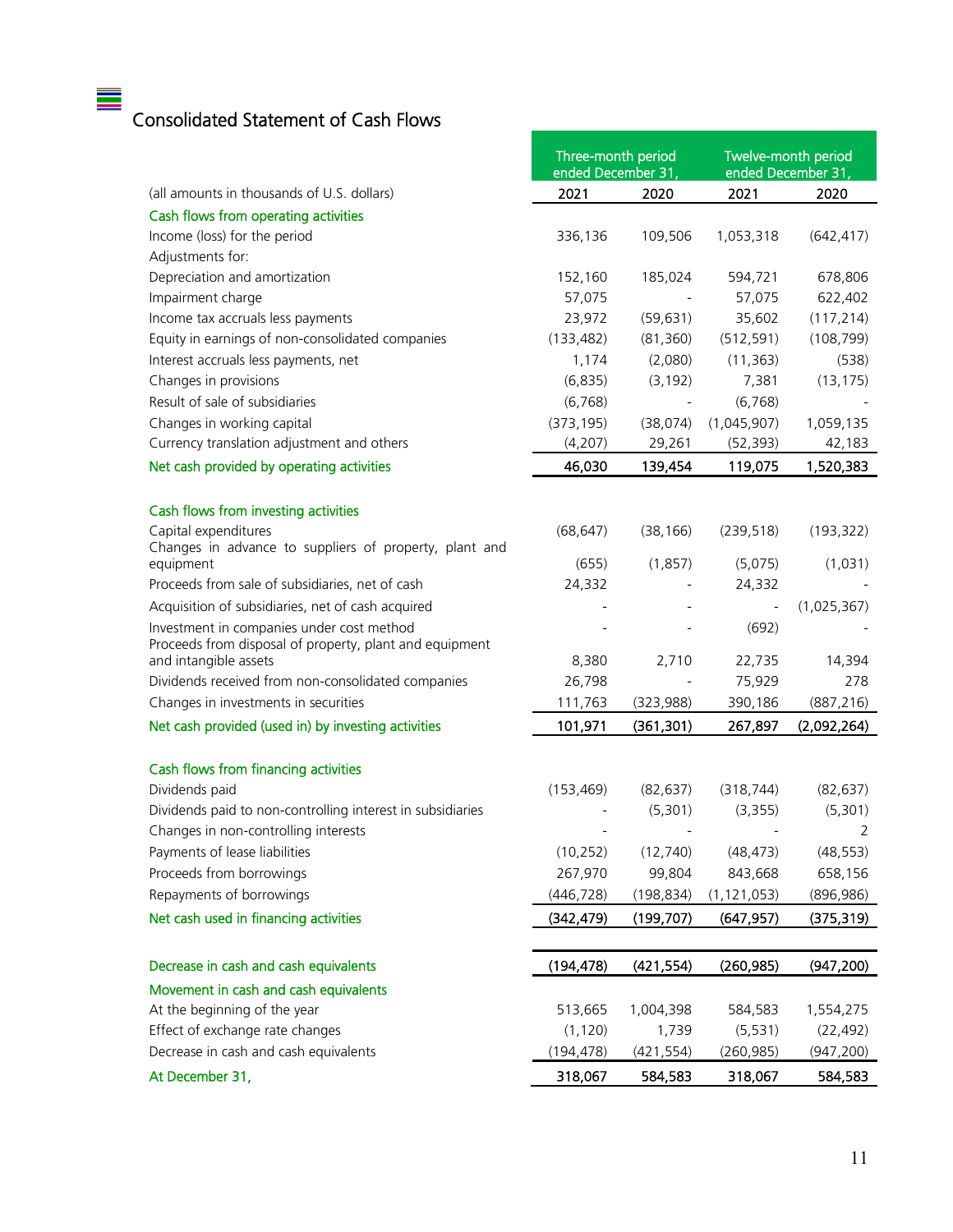## Consolidated Statement of Cash Flows

| (all amounts in thousands of U.S. dollars) | Three-month period ended December 31, | | Twelve-month period ended December 31, | |
|---|---|---|---|---|
| | 2021 | 2020 | 2021 | 2020 |
| **Cash flows from operating activities** | | | | |
| Income (loss) for the period | 336,136 | 109,506 | 1,053,318 | (642,417) |
| Adjustments for: | | | | |
| Depreciation and amortization | 152,160 | 185,024 | 594,721 | 678,806 |
| Impairment charge | 57,075 | - | 57,075 | 622,402 |
| Income tax accruals less payments | 23,972 | (59,631) | 35,602 | (117,214) |
| Equity in earnings of non-consolidated companies | (133,482) | (81,360) | (512,591) | (108,799) |
| Interest accruals less payments, net | 1,174 | (2,080) | (11,363) | (538) |
| Changes in provisions | (6,835) | (3,192) | 7,381 | (13,175) |
| Result of sale of subsidiaries | (6,768) | - | (6,768) | - |
| Changes in working capital | (373,195) | (38,074) | (1,045,907) | 1,059,135 |
| Currency translation adjustment and others | (4,207) | 29,261 | (52,393) | 42,183 |
| **Net cash provided by operating activities** | **46,030** | **139,454** | **119,075** | **1,520,383** |
| | | | | |
| **Cash flows from investing activities** | | | | |
| Capital expenditures | (68,647) | (38,166) | (239,518) | (193,322) |
| Changes in advance to suppliers of property, plant and equipment | (655) | (1,857) | (5,075) | (1,031) |
| Proceeds from sale of subsidiaries, net of cash | 24,332 | - | 24,332 | - |
| Acquisition of subsidiaries, net of cash acquired | - | - | - | (1,025,367) |
| Investment in companies under cost method | - | - | (692) | - |
| Proceeds from disposal of property, plant and equipment and intangible assets | 8,380 | 2,710 | 22,735 | 14,394 |
| Dividends received from non-consolidated companies | 26,798 | - | 75,929 | 278 |
| Changes in investments in securities | 111,763 | (323,988) | 390,186 | (887,216) |
| **Net cash provided (used in) by investing activities** | **101,971** | **(361,301)** | **267,897** | **(2,092,264)** |
| | | | | |
| **Cash flows from financing activities** | | | | |
| Dividends paid | (153,469) | (82,637) | (318,744) | (82,637) |
| Dividends paid to non-controlling interest in subsidiaries | - | (5,301) | (3,355) | (5,301) |
| Changes in non-controlling interests | - | - | - | 2 |
| Payments of lease liabilities | (10,252) | (12,740) | (48,473) | (48,553) |
| Proceeds from borrowings | 267,970 | 99,804 | 843,668 | 658,156 |
| Repayments of borrowings | (446,728) | (198,834) | (1,121,053) | (896,986) |
| **Net cash used in financing activities** | **(342,479)** | **(199,707)** | **(647,957)** | **(375,319)** |
| | | | | |
| **Decrease in cash and cash equivalents** | **(194,478)** | **(421,554)** | **(260,985)** | **(947,200)** |
| **Movement in cash and cash equivalents** | | | | |
| At the beginning of the year | 513,665 | 1,004,398 | 584,583 | 1,554,275 |
| Effect of exchange rate changes | (1,120) | 1,739 | (5,531) | (22,492) |
| Decrease in cash and cash equivalents | (194,478) | (421,554) | (260,985) | (947,200) |
| **At December 31,** | **318,067** | **584,583** | **318,067** | **584,583** |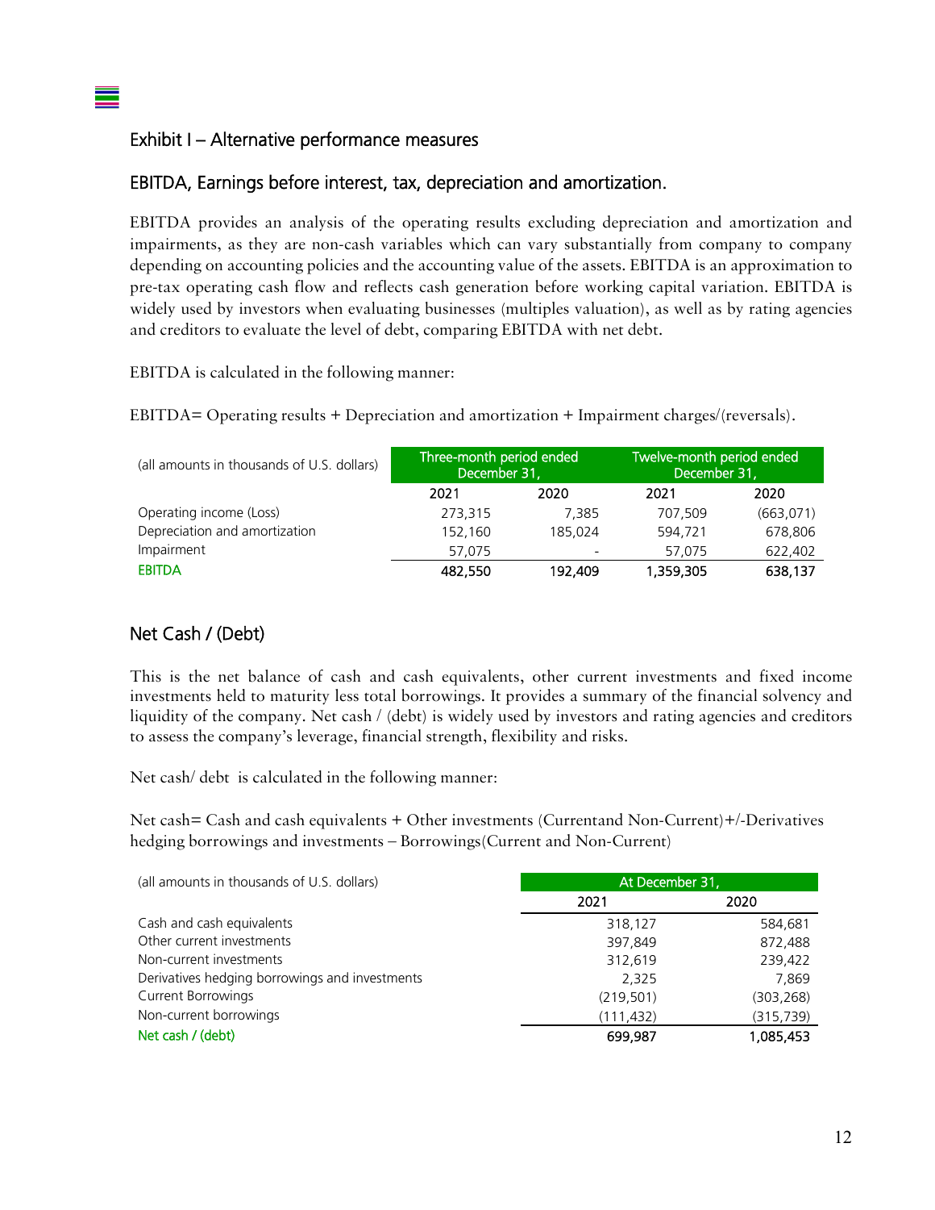## Exhibit I – Alternative performance measures

## EBITDA, Earnings before interest, tax, depreciation and amortization.

EBITDA provides an analysis of the operating results excluding depreciation and amortization and impairments, as they are non-cash variables which can vary substantially from company to company depending on accounting policies and the accounting value of the assets. EBITDA is an approximation to pre-tax operating cash flow and reflects cash generation before working capital variation. EBITDA is widely used by investors when evaluating businesses (multiples valuation), as well as by rating agencies and creditors to evaluate the level of debt, comparing EBITDA with net debt.

EBITDA is calculated in the following manner:

EBITDA= Operating results + Depreciation and amortization + Impairment charges/(reversals).

| (all amounts in thousands of U.S. dollars) | Three-month period ended December 31, | | Twelve-month period ended December 31, | |
|---|---|---|---|---|
| | 2021 | 2020 | 2021 | 2020 |
| Operating income (Loss) | 273,315 | 7,385 | 707,509 | (663,071) |
| Depreciation and amortization | 152,160 | 185,024 | 594,721 | 678,806 |
| Impairment | 57,075 | - | 57,075 | 622,402 |
| EBITDA | **482,550** | **192,409** | **1,359,305** | **638,137** |

## Net Cash / (Debt)

This is the net balance of cash and cash equivalents, other current investments and fixed income investments held to maturity less total borrowings. It provides a summary of the financial solvency and liquidity of the company. Net cash / (debt) is widely used by investors and rating agencies and creditors to assess the company's leverage, financial strength, flexibility and risks.

Net cash/ debt is calculated in the following manner:

Net cash= Cash and cash equivalents + Other investments (Currentand Non-Current)+/-Derivatives hedging borrowings and investments – Borrowings(Current and Non-Current)

| (all amounts in thousands of U.S. dollars) | At December 31, | |
|---|---|---|
| | 2021 | 2020 |
| Cash and cash equivalents | 318,127 | 584,681 |
| Other current investments | 397,849 | 872,488 |
| Non-current investments | 312,619 | 239,422 |
| Derivatives hedging borrowings and investments | 2,325 | 7,869 |
| Current Borrowings | (219,501) | (303,268) |
| Non-current borrowings | (111,432) | (315,739) |
| Net cash / (debt) | **699,987** | **1,085,453** |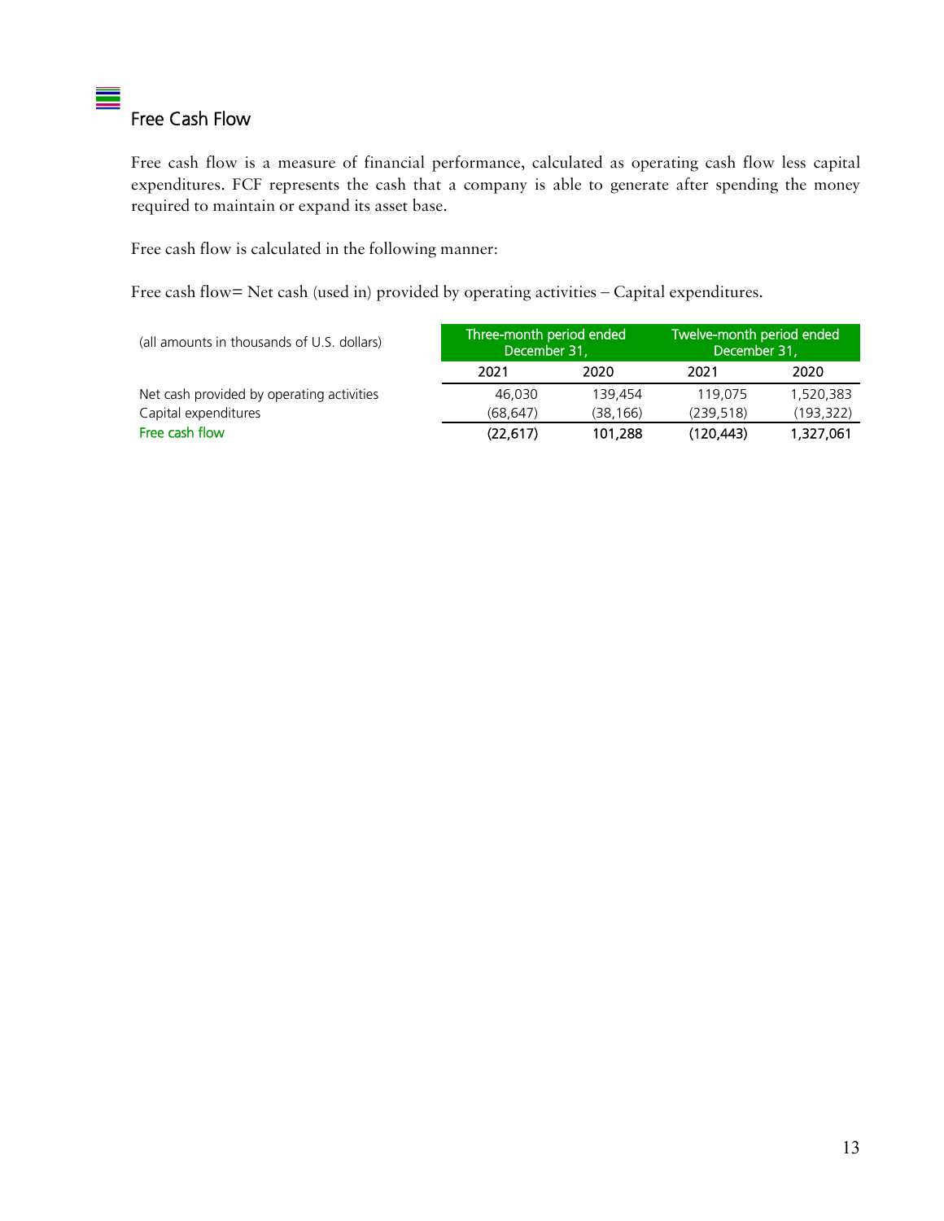## Free Cash Flow

Free cash flow is a measure of financial performance, calculated as operating cash flow less capital expenditures. FCF represents the cash that a company is able to generate after spending the money required to maintain or expand its asset base.

Free cash flow is calculated in the following manner:

Free cash flow= Net cash (used in) provided by operating activities – Capital expenditures.

| (all amounts in thousands of U.S. dollars) | Three-month period ended December 31, | | Twelve-month period ended December 31, | |
|---|---|---|---|---|
| | 2021 | 2020 | 2021 | 2020 |
| Net cash provided by operating activities | 46,030 | 139,454 | 119,075 | 1,520,383 |
| Capital expenditures | (68,647) | (38,166) | (239,518) | (193,322) |
| Free cash flow | **(22,617)** | **101,288** | **(120,443)** | **1,327,061** |